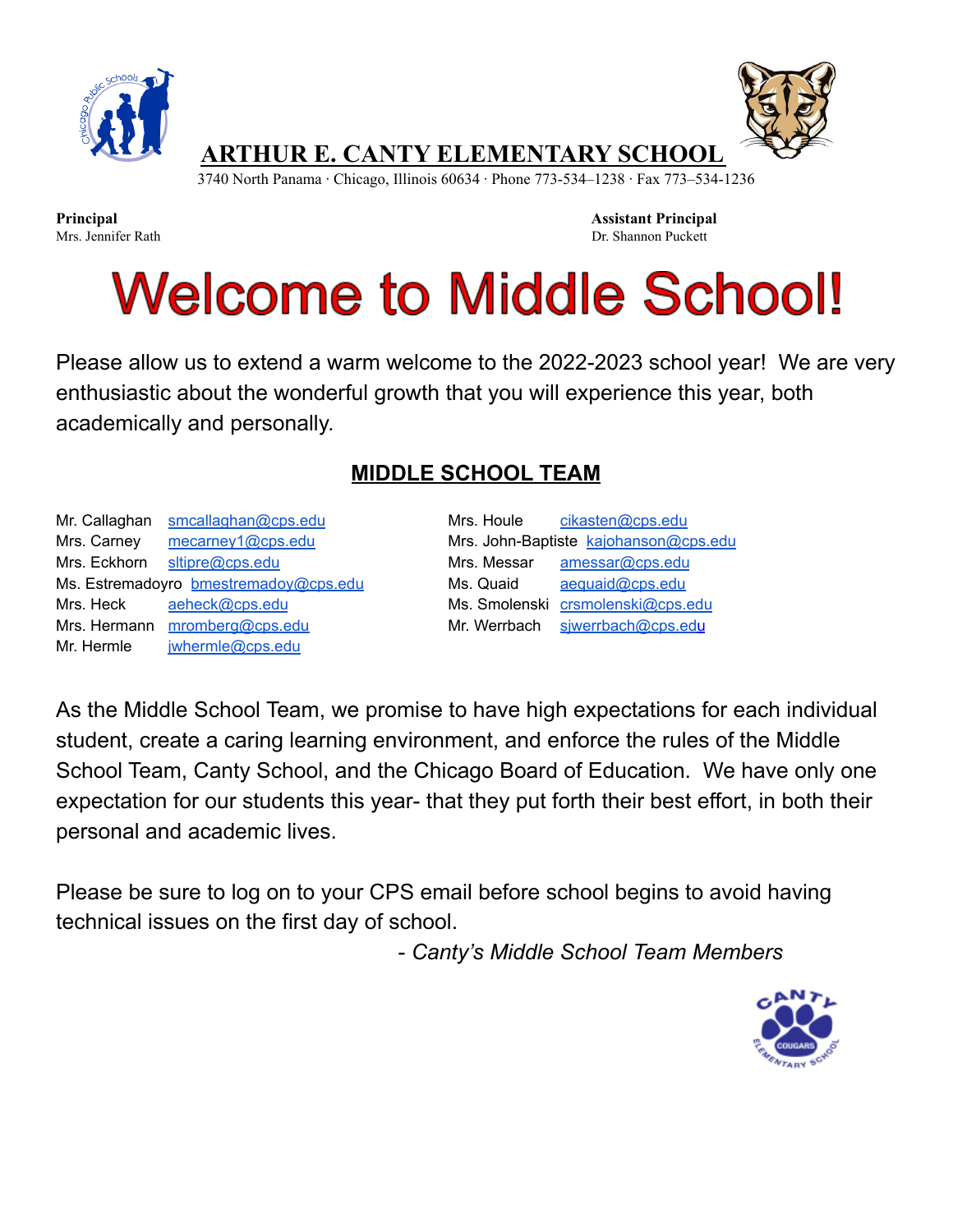# ARTHUR E. CANTY ELEMENTARY SCHOOL

3740 North Panama · Chicago, Illinois 60634 · Phone 773-534–1238 · Fax 773–534-1236

**Principal**
Mrs. Jennifer Rath

**Assistant Principal**
Dr. Shannon Puckett

# Welcome to Middle School!

Please allow us to extend a warm welcome to the 2022-2023 school year! We are very enthusiastic about the wonderful growth that you will experience this year, both academically and personally.

## MIDDLE SCHOOL TEAM

| Name | Email |
|---|---|
| Mr. Callaghan | smcallaghan@cps.edu |
| Mrs. Carney | mecarney1@cps.edu |
| Mrs. Eckhorn | sltipre@cps.edu |
| Ms. Estremadoyro | bmestremadoy@cps.edu |
| Mrs. Heck | aeheck@cps.edu |
| Mrs. Hermann | mromberg@cps.edu |
| Mr. Hermle | jwhermle@cps.edu |
| Mrs. Houle | cikasten@cps.edu |
| Mrs. John-Baptiste | kajohanson@cps.edu |
| Mrs. Messar | amessar@cps.edu |
| Ms. Quaid | aequaid@cps.edu |
| Ms. Smolenski | crsmolenski@cps.edu |
| Mr. Werrbach | sjwerrbach@cps.edu |

As the Middle School Team, we promise to have high expectations for each individual student, create a caring learning environment, and enforce the rules of the Middle School Team, Canty School, and the Chicago Board of Education. We have only one expectation for our students this year- that they put forth their best effort, in both their personal and academic lives.

Please be sure to log on to your CPS email before school begins to avoid having technical issues on the first day of school.

*- Canty's Middle School Team Members*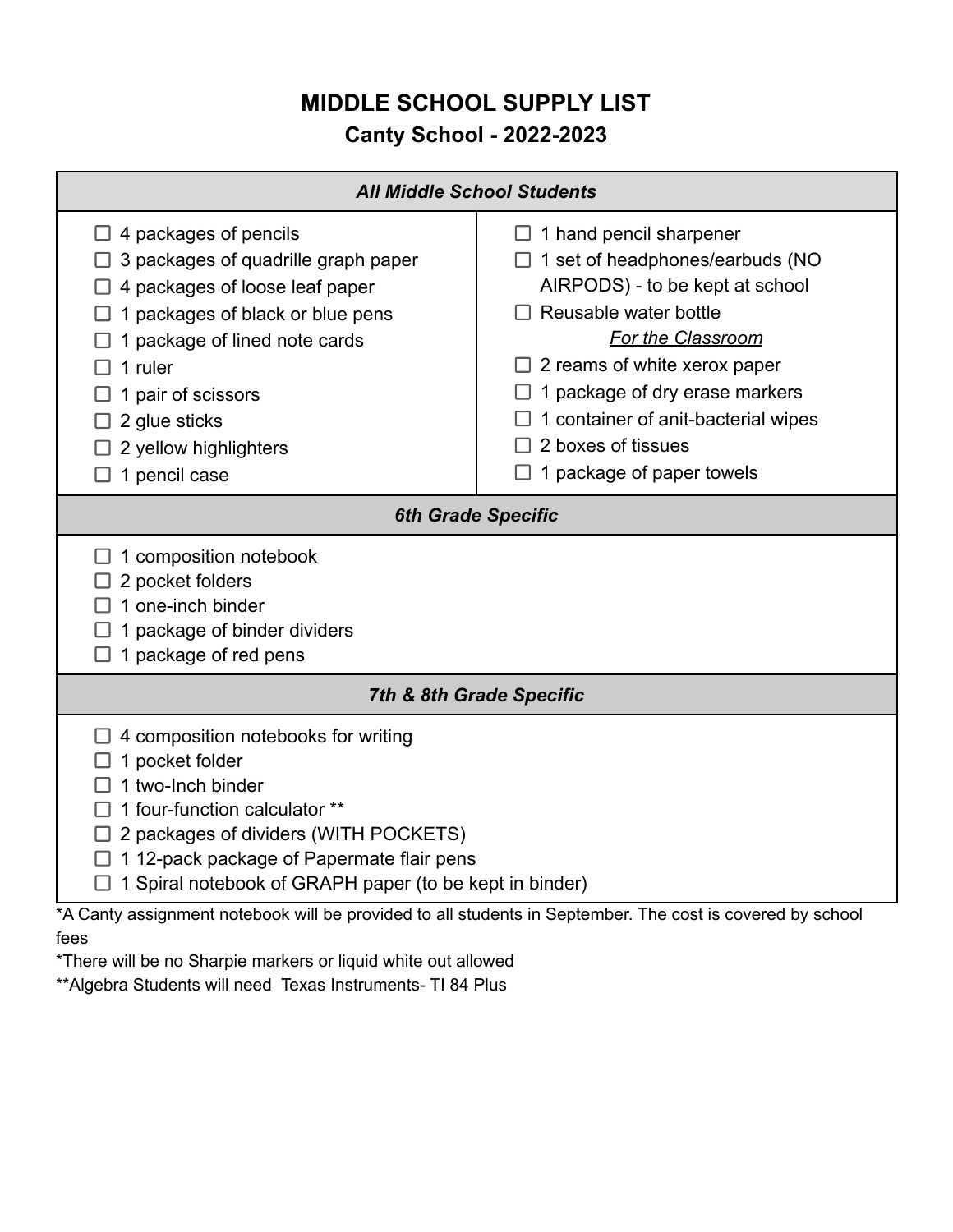# MIDDLE SCHOOL SUPPLY LIST

## Canty School - 2022-2023

### *All Middle School Students*

- ☐ 4 packages of pencils
- ☐ 3 packages of quadrille graph paper
- ☐ 4 packages of loose leaf paper
- ☐ 1 packages of black or blue pens
- ☐ 1 package of lined note cards
- ☐ 1 ruler
- ☐ 1 pair of scissors
- ☐ 2 glue sticks
- ☐ 2 yellow highlighters
- ☐ 1 pencil case
- ☐ 1 hand pencil sharpener
- ☐ 1 set of headphones/earbuds (NO AIRPODS) - to be kept at school
- ☐ Reusable water bottle

*For the Classroom*

- ☐ 2 reams of white xerox paper
- ☐ 1 package of dry erase markers
- ☐ 1 container of anit-bacterial wipes
- ☐ 2 boxes of tissues
- ☐ 1 package of paper towels

### *6th Grade Specific*

- ☐ 1 composition notebook
- ☐ 2 pocket folders
- ☐ 1 one-inch binder
- ☐ 1 package of binder dividers
- ☐ 1 package of red pens

### *7th & 8th Grade Specific*

- ☐ 4 composition notebooks for writing
- ☐ 1 pocket folder
- ☐ 1 two-Inch binder
- ☐ 1 four-function calculator **
- ☐ 2 packages of dividers (WITH POCKETS)
- ☐ 1 12-pack package of Papermate flair pens
- ☐ 1 Spiral notebook of GRAPH paper (to be kept in binder)

*A Canty assignment notebook will be provided to all students in September. The cost is covered by school fees

*There will be no Sharpie markers or liquid white out allowed

**Algebra Students will need Texas Instruments- TI 84 Plus